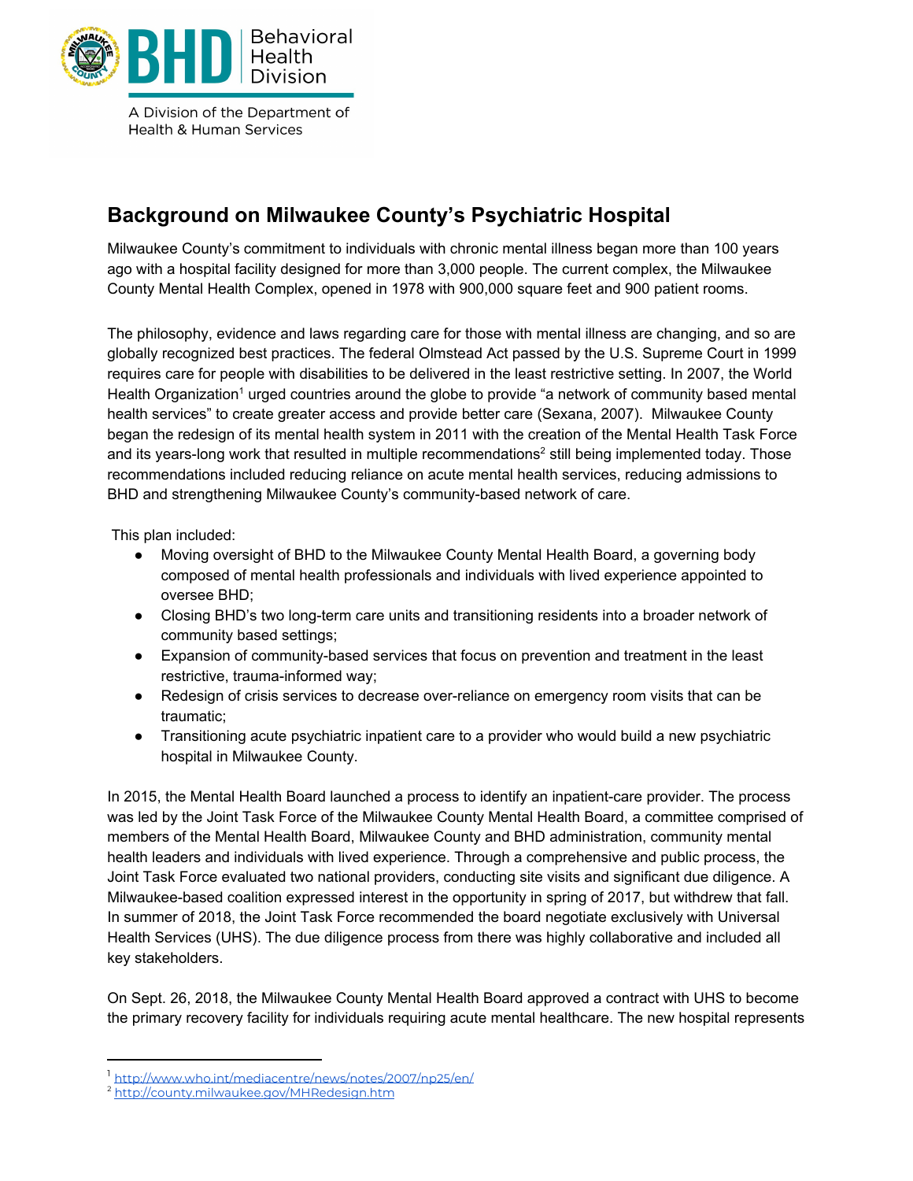BHD | Behavioral Health Division

A Division of the Department of Health & Human Services

## Background on Milwaukee County's Psychiatric Hospital

Milwaukee County's commitment to individuals with chronic mental illness began more than 100 years ago with a hospital facility designed for more than 3,000 people. The current complex, the Milwaukee County Mental Health Complex, opened in 1978 with 900,000 square feet and 900 patient rooms.

The philosophy, evidence and laws regarding care for those with mental illness are changing, and so are globally recognized best practices. The federal Olmstead Act passed by the U.S. Supreme Court in 1999 requires care for people with disabilities to be delivered in the least restrictive setting. In 2007, the World Health Organization[1] urged countries around the globe to provide "a network of community based mental health services" to create greater access and provide better care (Sexana, 2007). Milwaukee County began the redesign of its mental health system in 2011 with the creation of the Mental Health Task Force and its years-long work that resulted in multiple recommendations[2] still being implemented today. Those recommendations included reducing reliance on acute mental health services, reducing admissions to BHD and strengthening Milwaukee County's community-based network of care.

This plan included:

- Moving oversight of BHD to the Milwaukee County Mental Health Board, a governing body composed of mental health professionals and individuals with lived experience appointed to oversee BHD;
- Closing BHD's two long-term care units and transitioning residents into a broader network of community based settings;
- Expansion of community-based services that focus on prevention and treatment in the least restrictive, trauma-informed way;
- Redesign of crisis services to decrease over-reliance on emergency room visits that can be traumatic;
- Transitioning acute psychiatric inpatient care to a provider who would build a new psychiatric hospital in Milwaukee County.

In 2015, the Mental Health Board launched a process to identify an inpatient-care provider. The process was led by the Joint Task Force of the Milwaukee County Mental Health Board, a committee comprised of members of the Mental Health Board, Milwaukee County and BHD administration, community mental health leaders and individuals with lived experience. Through a comprehensive and public process, the Joint Task Force evaluated two national providers, conducting site visits and significant due diligence. A Milwaukee-based coalition expressed interest in the opportunity in spring of 2017, but withdrew that fall. In summer of 2018, the Joint Task Force recommended the board negotiate exclusively with Universal Health Services (UHS). The due diligence process from there was highly collaborative and included all key stakeholders.

On Sept. 26, 2018, the Milwaukee County Mental Health Board approved a contract with UHS to become the primary recovery facility for individuals requiring acute mental healthcare. The new hospital represents

---

[1] http://www.who.int/mediacentre/news/notes/2007/np25/en/

[2] http://county.milwaukee.gov/MHRedesign.htm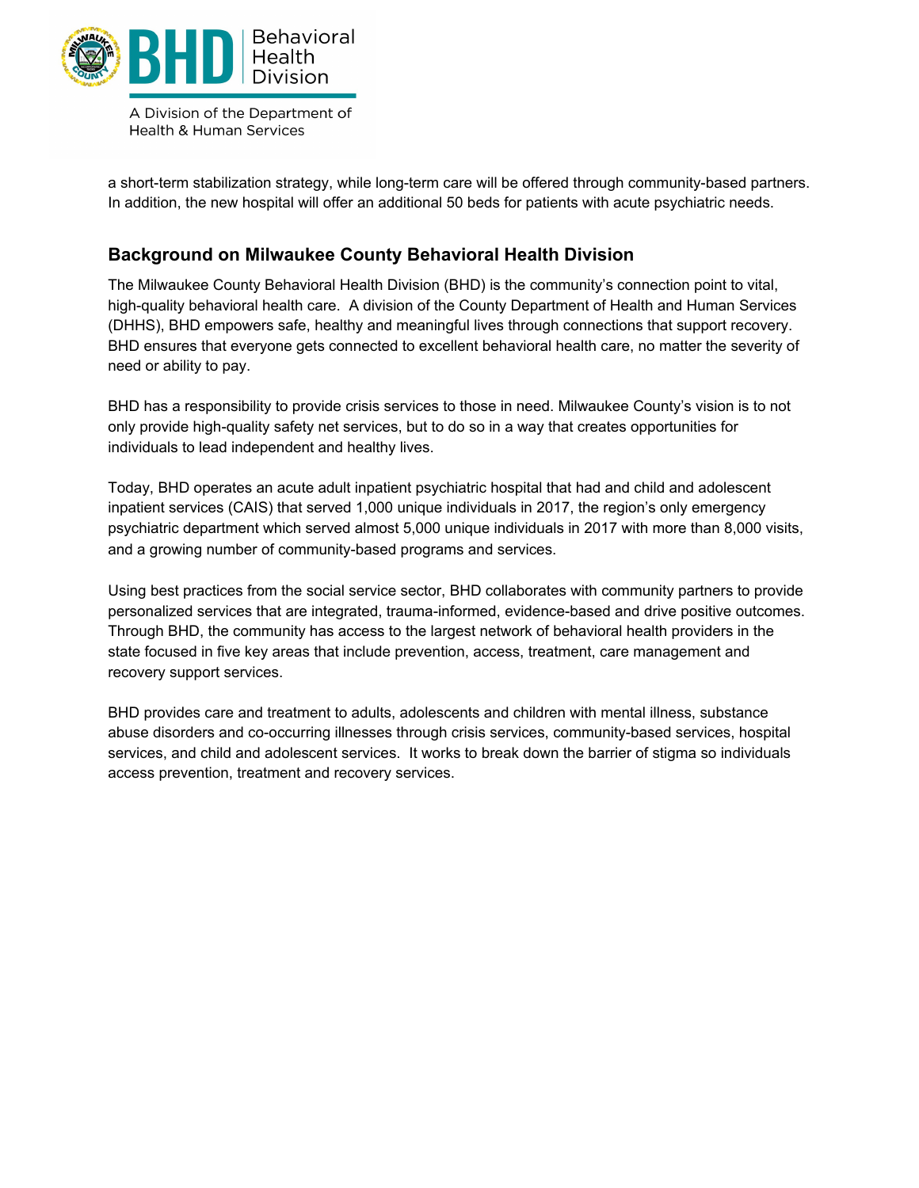a short-term stabilization strategy, while long-term care will be offered through community-based partners. In addition, the new hospital will offer an additional 50 beds for patients with acute psychiatric needs.

## Background on Milwaukee County Behavioral Health Division

The Milwaukee County Behavioral Health Division (BHD) is the community's connection point to vital, high-quality behavioral health care. A division of the County Department of Health and Human Services (DHHS), BHD empowers safe, healthy and meaningful lives through connections that support recovery. BHD ensures that everyone gets connected to excellent behavioral health care, no matter the severity of need or ability to pay.

BHD has a responsibility to provide crisis services to those in need. Milwaukee County's vision is to not only provide high-quality safety net services, but to do so in a way that creates opportunities for individuals to lead independent and healthy lives.

Today, BHD operates an acute adult inpatient psychiatric hospital that had and child and adolescent inpatient services (CAIS) that served 1,000 unique individuals in 2017, the region's only emergency psychiatric department which served almost 5,000 unique individuals in 2017 with more than 8,000 visits, and a growing number of community-based programs and services.

Using best practices from the social service sector, BHD collaborates with community partners to provide personalized services that are integrated, trauma-informed, evidence-based and drive positive outcomes. Through BHD, the community has access to the largest network of behavioral health providers in the state focused in five key areas that include prevention, access, treatment, care management and recovery support services.

BHD provides care and treatment to adults, adolescents and children with mental illness, substance abuse disorders and co-occurring illnesses through crisis services, community-based services, hospital services, and child and adolescent services. It works to break down the barrier of stigma so individuals access prevention, treatment and recovery services.